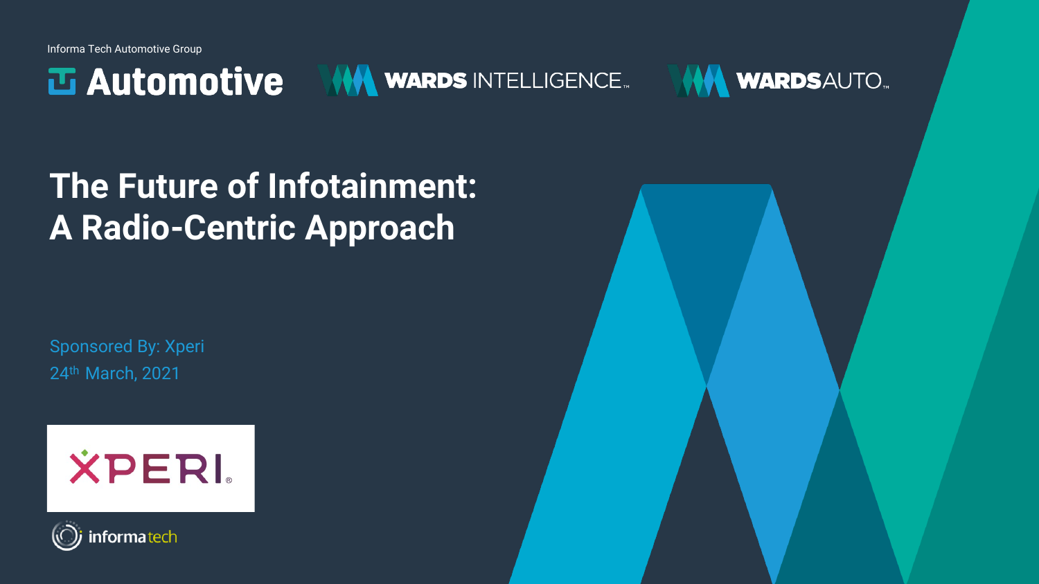Informa Tech Automotive Group

Automotive | WARDS INTELLIGENCE | WARDSAUTO

# The Future of Infotainment: A Radio-Centric Approach

Sponsored By: Xperi

24th March, 2021

XPERI

informa tech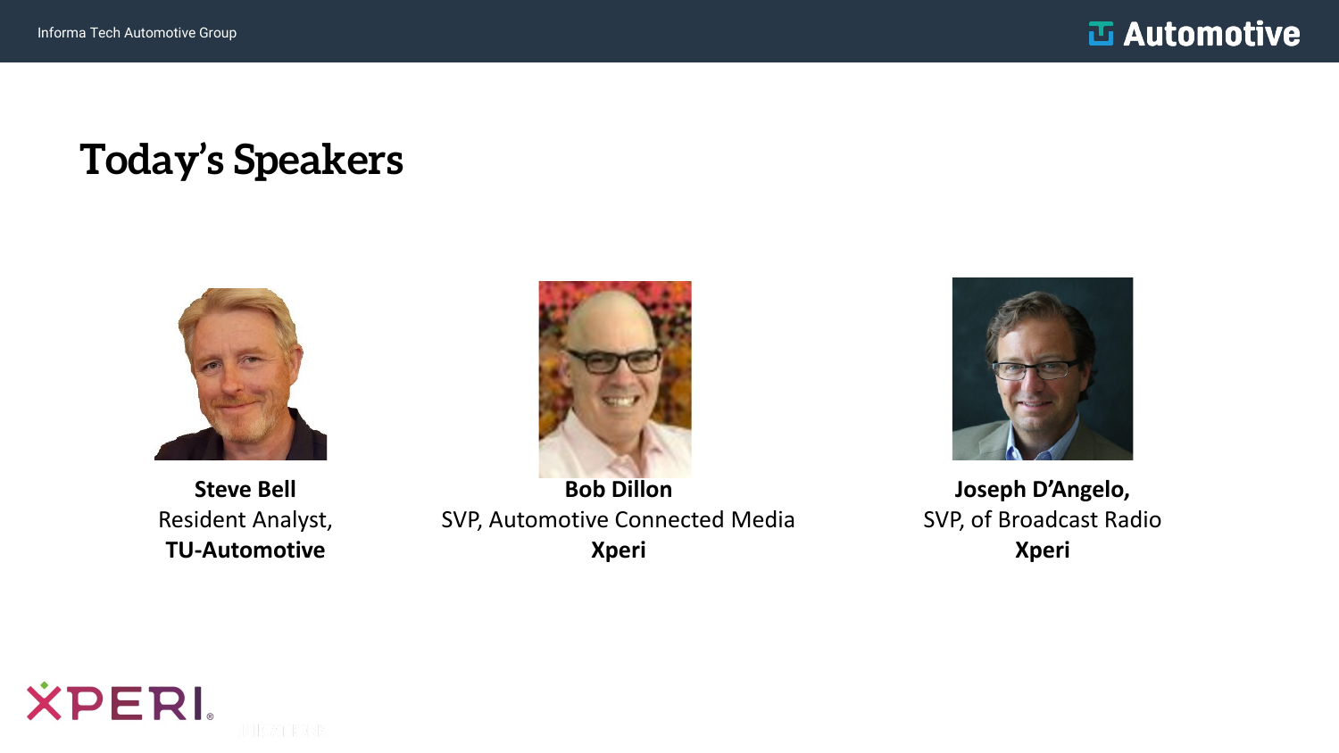# Today's Speakers

**Steve Bell**
Resident Analyst,
**TU-Automotive**

**Bob Dillon**
SVP, Automotive Connected Media
**Xperi**

**Joseph D'Angelo,**
SVP, of Broadcast Radio
**Xperi**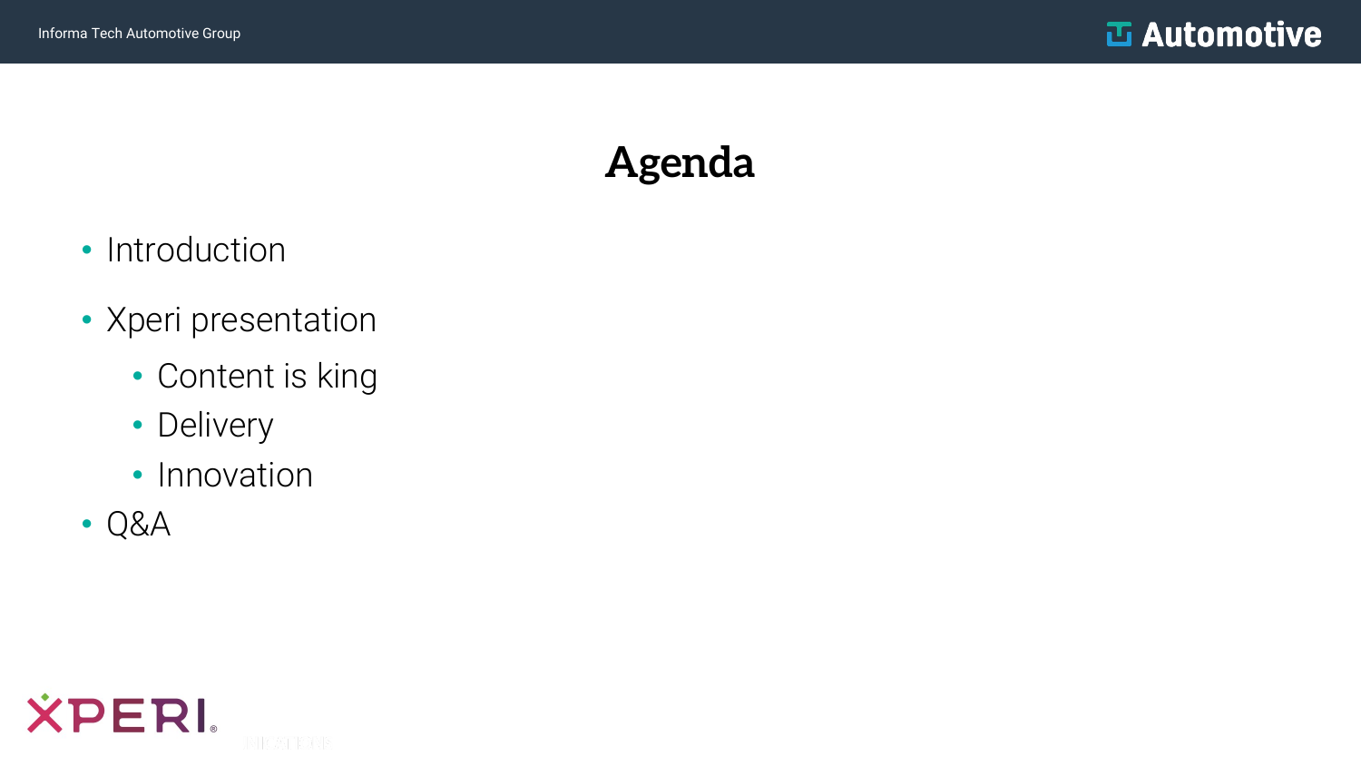# Agenda

- Introduction
- Xperi presentation
  - Content is king
  - Delivery
  - Innovation
- Q&A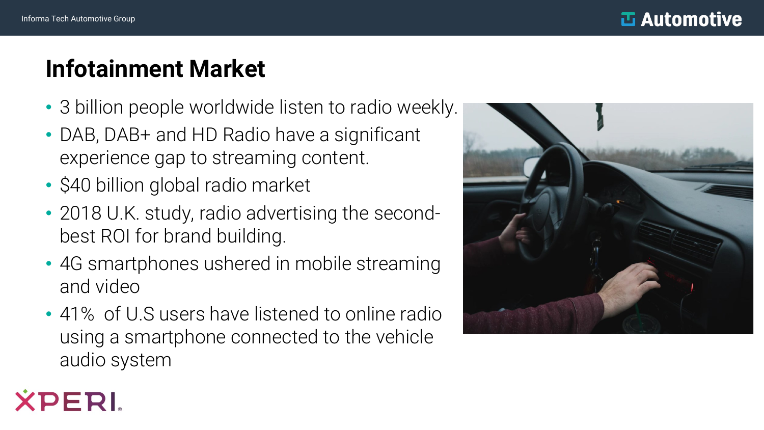# Infotainment Market

- 3 billion people worldwide listen to radio weekly.
- DAB, DAB+ and HD Radio have a significant experience gap to streaming content.
- $40 billion global radio market
- 2018 U.K. study, radio advertising the second-best ROI for brand building.
- 4G smartphones ushered in mobile streaming and video
- 41% of U.S users have listened to online radio using a smartphone connected to the vehicle audio system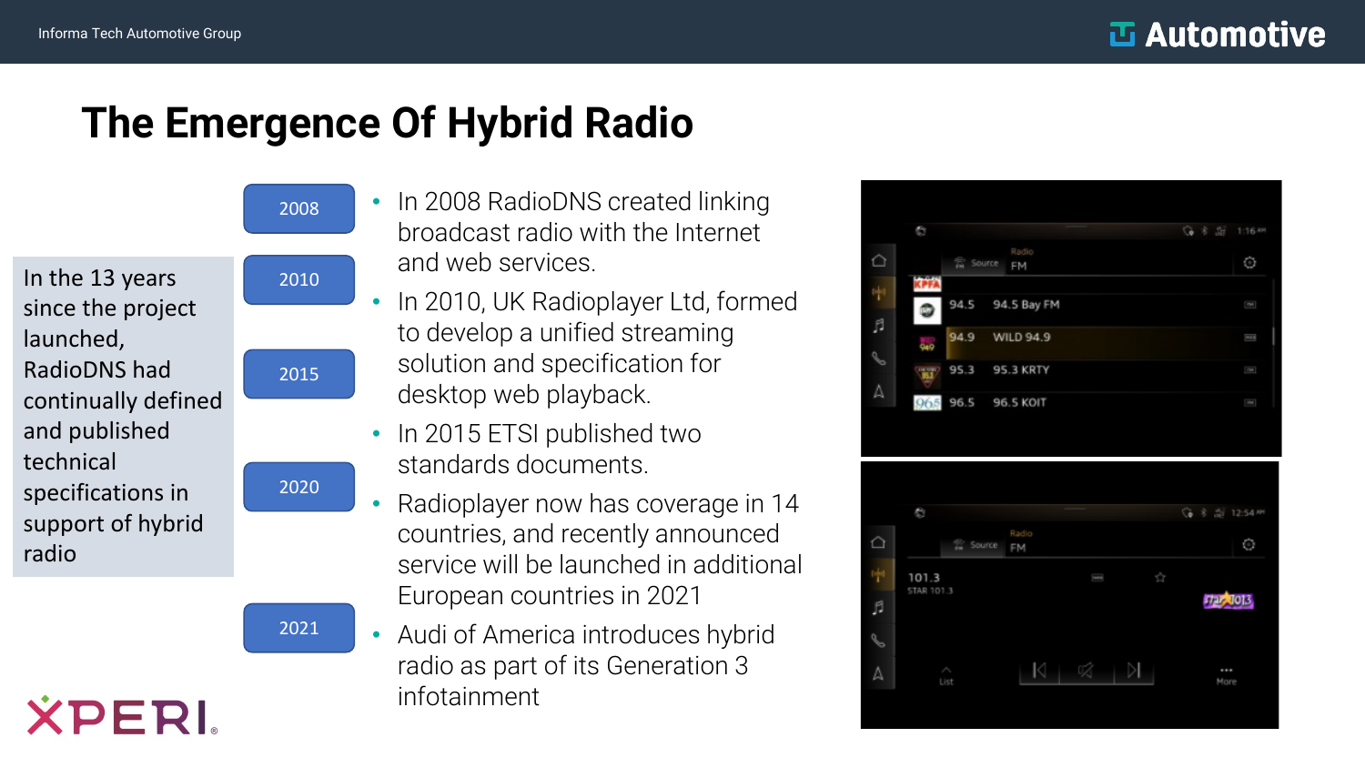# The Emergence Of Hybrid Radio

In the 13 years since the project launched, RadioDNS had continually defined and published technical specifications in support of hybrid radio

- **2008** – In 2008 RadioDNS created linking broadcast radio with the Internet and web services.
- **2010** – In 2010, UK Radioplayer Ltd, formed to develop a unified streaming solution and specification for desktop web playback.
- **2015** – In 2015 ETSI published two standards documents.
- **2020** – Radioplayer now has coverage in 14 countries, and recently announced service will be launched in additional European countries in 2021
- **2021** – Audi of America introduces hybrid radio as part of its Generation 3 infotainment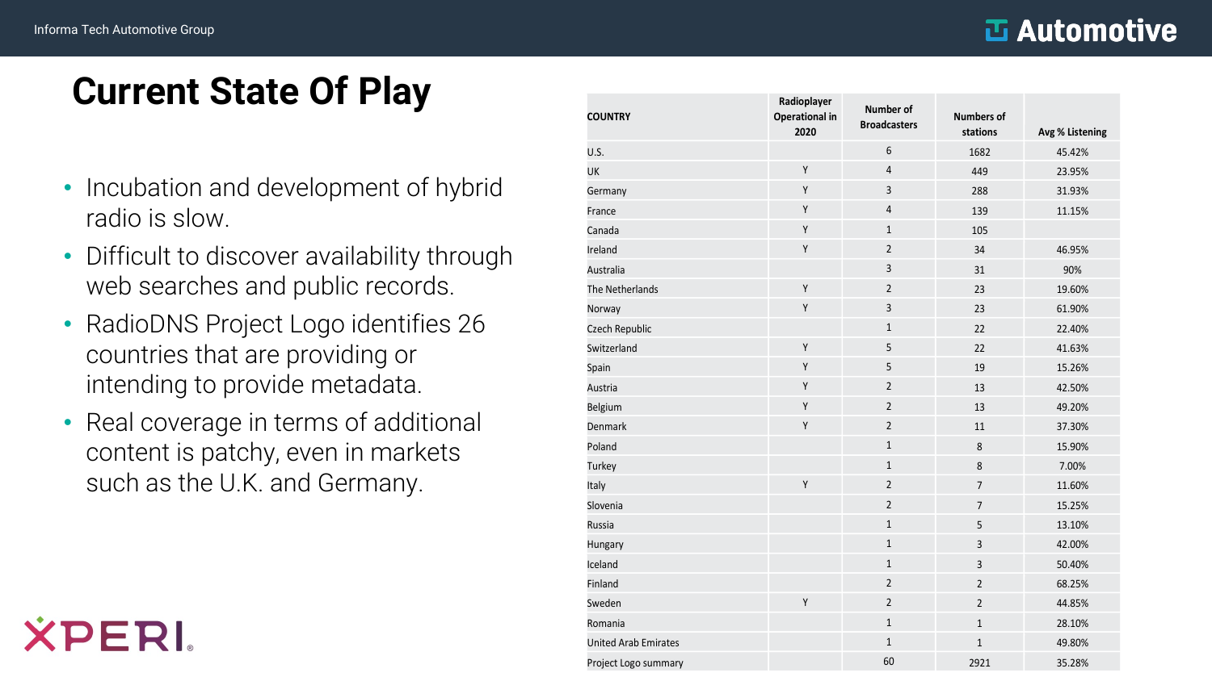# Current State Of Play

- Incubation and development of hybrid radio is slow.
- Difficult to discover availability through web searches and public records.
- RadioDNS Project Logo identifies 26 countries that are providing or intending to provide metadata.
- Real coverage in terms of additional content is patchy, even in markets such as the U.K. and Germany.

| COUNTRY | Radioplayer Operational in 2020 | Number of Broadcasters | Numbers of stations | Avg % Listening |
|---|---|---|---|---|
| U.S. | | 6 | 1682 | 45.42% |
| UK | Y | 4 | 449 | 23.95% |
| Germany | Y | 3 | 288 | 31.93% |
| France | Y | 4 | 139 | 11.15% |
| Canada | Y | 1 | 105 | |
| Ireland | Y | 2 | 34 | 46.95% |
| Australia | | 3 | 31 | 90% |
| The Netherlands | Y | 2 | 23 | 19.60% |
| Norway | Y | 3 | 23 | 61.90% |
| Czech Republic | | 1 | 22 | 22.40% |
| Switzerland | Y | 5 | 22 | 41.63% |
| Spain | Y | 5 | 19 | 15.26% |
| Austria | Y | 2 | 13 | 42.50% |
| Belgium | Y | 2 | 13 | 49.20% |
| Denmark | Y | 2 | 11 | 37.30% |
| Poland | | 1 | 8 | 15.90% |
| Turkey | | 1 | 8 | 7.00% |
| Italy | Y | 2 | 7 | 11.60% |
| Slovenia | | 2 | 7 | 15.25% |
| Russia | | 1 | 5 | 13.10% |
| Hungary | | 1 | 3 | 42.00% |
| Iceland | | 1 | 3 | 50.40% |
| Finland | | 2 | 2 | 68.25% |
| Sweden | Y | 2 | 2 | 44.85% |
| Romania | | 1 | 1 | 28.10% |
| United Arab Emirates | | 1 | 1 | 49.80% |
| Project Logo summary | | 60 | 2921 | 35.28% |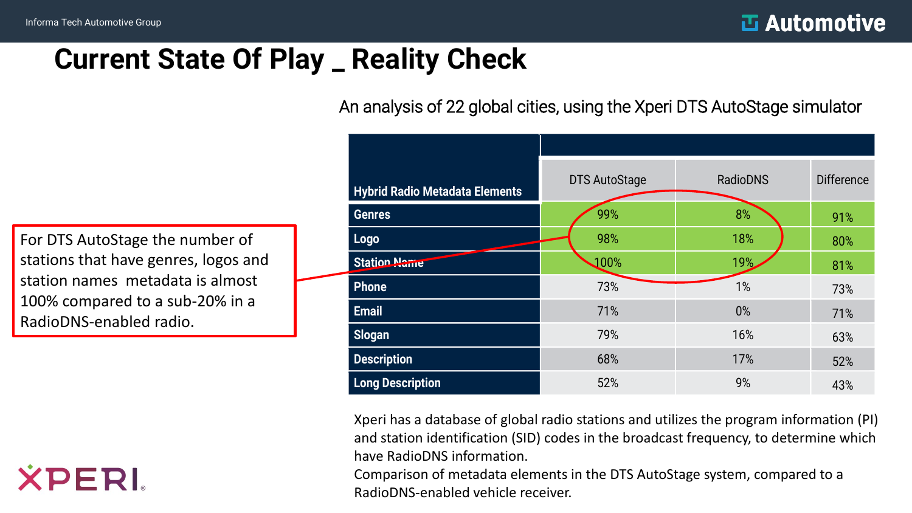# Current State Of Play _ Reality Check

An analysis of 22 global cities, using the Xperi DTS AutoStage simulator

| Hybrid Radio Metadata Elements | DTS AutoStage | RadioDNS | Difference |
|---|---|---|---|
| Genres | 99% | 8% | 91% |
| Logo | 98% | 18% | 80% |
| Station Name | 100% | 19% | 81% |
| Phone | 73% | 1% | 73% |
| Email | 71% | 0% | 71% |
| Slogan | 79% | 16% | 63% |
| Description | 68% | 17% | 52% |
| Long Description | 52% | 9% | 43% |

For DTS AutoStage the number of stations that have genres, logos and station names metadata is almost 100% compared to a sub-20% in a RadioDNS-enabled radio.

Xperi has a database of global radio stations and utilizes the program information (PI) and station identification (SID) codes in the broadcast frequency, to determine which have RadioDNS information.
Comparison of metadata elements in the DTS AutoStage system, compared to a RadioDNS-enabled vehicle receiver.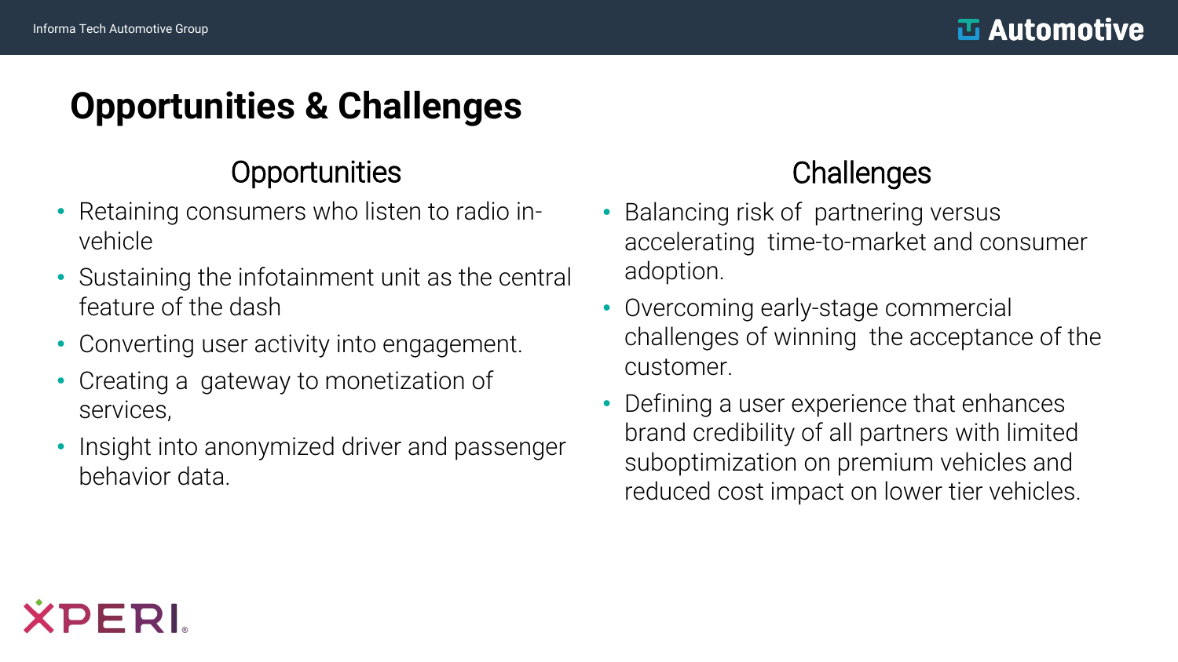# Opportunities & Challenges

## Opportunities

- Retaining consumers who listen to radio in-vehicle
- Sustaining the infotainment unit as the central feature of the dash
- Converting user activity into engagement.
- Creating a gateway to monetization of services,
- Insight into anonymized driver and passenger behavior data.

## Challenges

- Balancing risk of partnering versus accelerating time-to-market and consumer adoption.
- Overcoming early-stage commercial challenges of winning the acceptance of the customer.
- Defining a user experience that enhances brand credibility of all partners with limited suboptimization on premium vehicles and reduced cost impact on lower tier vehicles.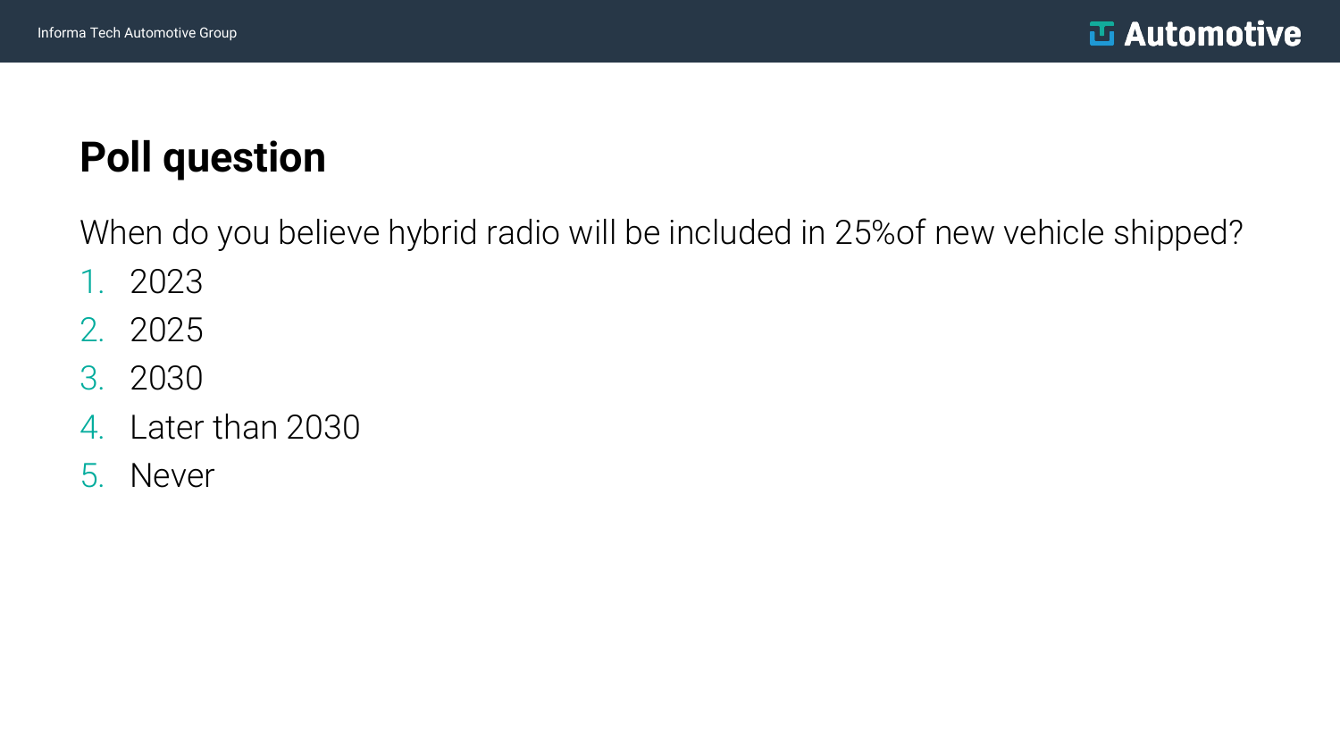# Poll question

When do you believe hybrid radio will be included in 25%of new vehicle shipped?

1. 2023
2. 2025
3. 2030
4. Later than 2030
5. Never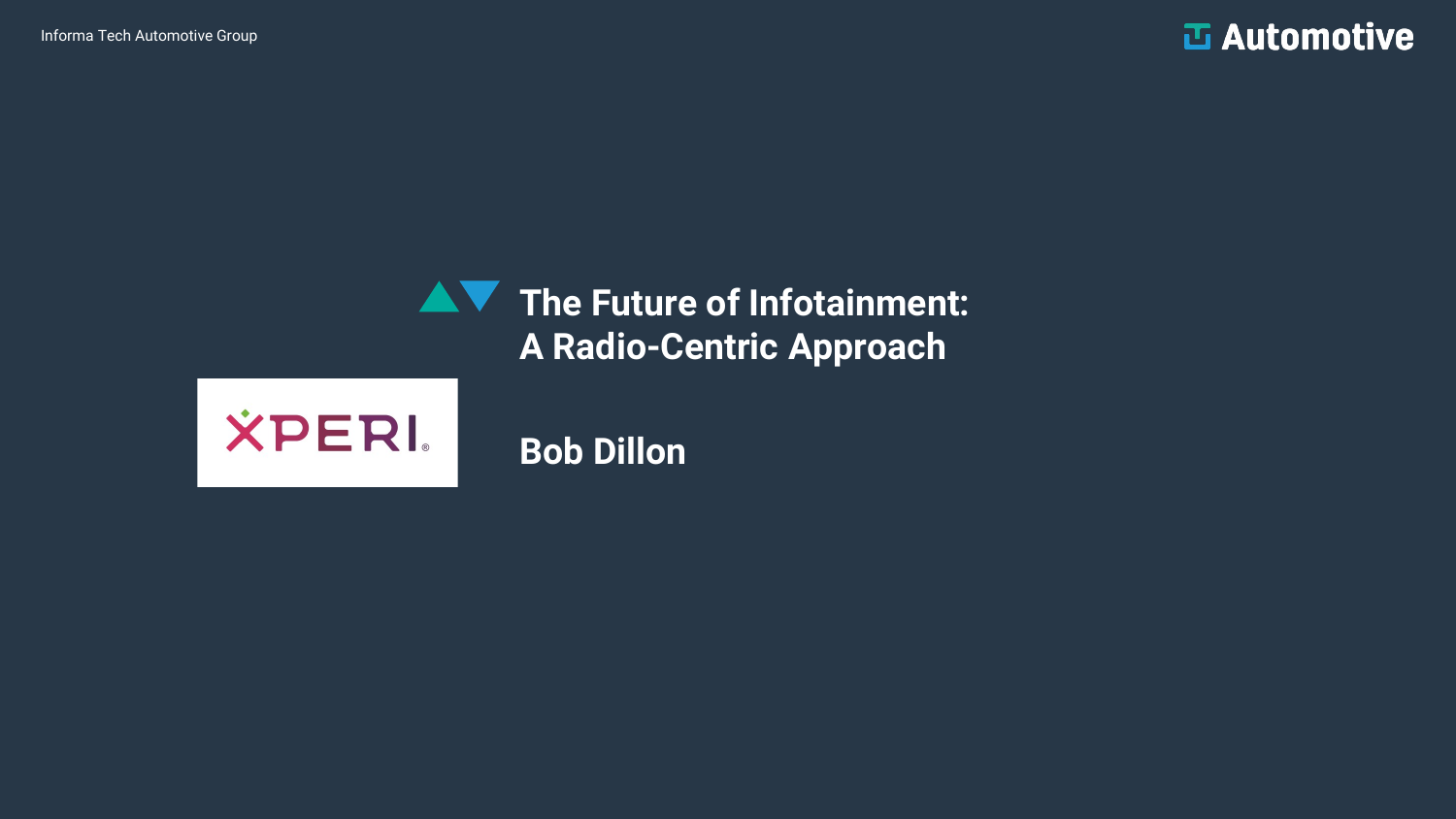# The Future of Infotainment: A Radio-Centric Approach

**Bob Dillon**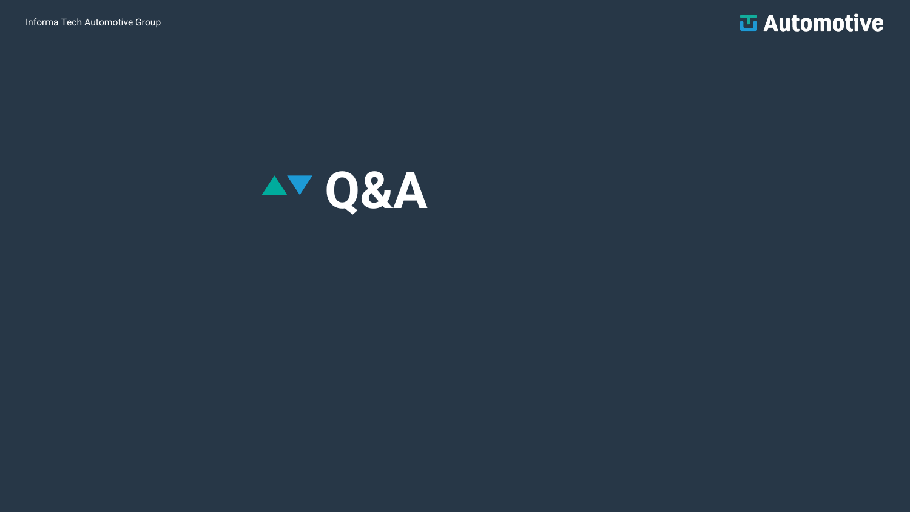# Q&A